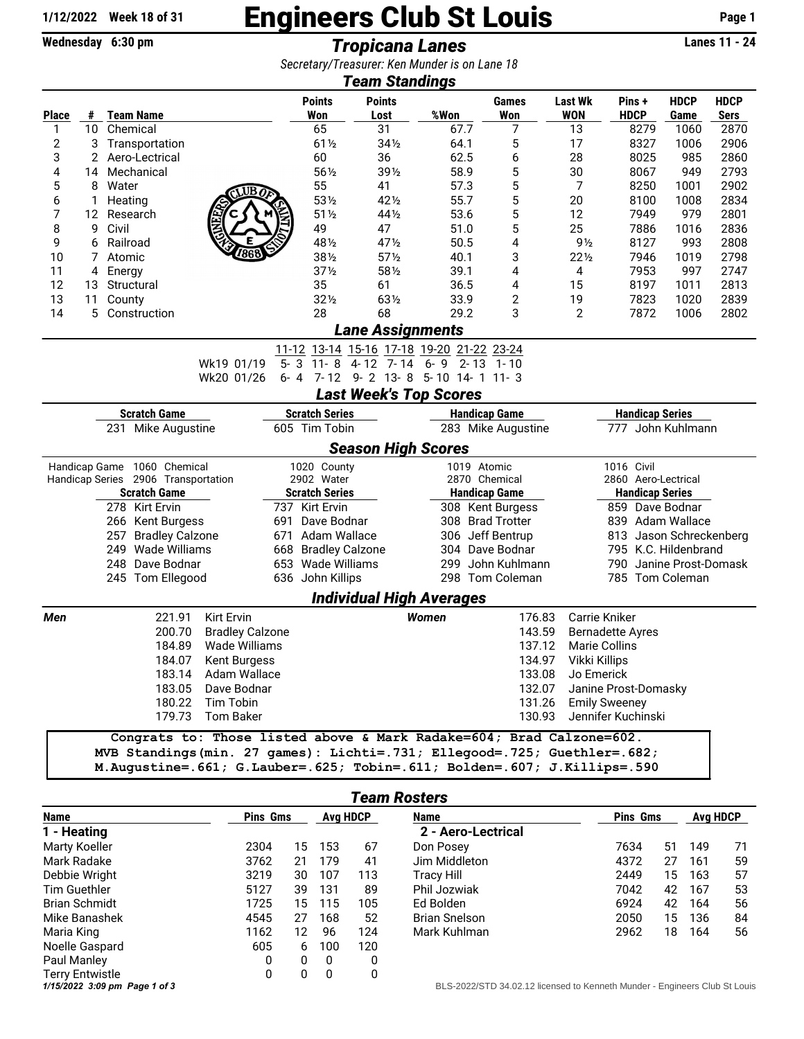1/12/2022 Week 18 of 31

# Engineers Club St Louis

Wednesday 6:30 pm

## Tropicana Lanes

Lanes 11 - 24

*Secretary/Treasurer: Ken Munder is on Lane 18*

### Team Standings

| Place | # | Team Name | Points Won | Points Lost | %Won | Games Won | Last Wk WON | Pins + HDCP | HDCP Game | HDCP Sers |
|---|---|---|---|---|---|---|---|---|---|---|
| 1 | 10 | Chemical | 65 | 31 | 67.7 | 7 | 13 | 8279 | 1060 | 2870 |
| 2 | 3 | Transportation | 61½ | 34½ | 64.1 | 5 | 17 | 8327 | 1006 | 2906 |
| 3 | 2 | Aero-Lectrical | 60 | 36 | 62.5 | 6 | 28 | 8025 | 985 | 2860 |
| 4 | 14 | Mechanical | 56½ | 39½ | 58.9 | 5 | 30 | 8067 | 949 | 2793 |
| 5 | 8 | Water | 55 | 41 | 57.3 | 5 | 7 | 8250 | 1001 | 2902 |
| 6 | 1 | Heating | 53½ | 42½ | 55.7 | 5 | 20 | 8100 | 1008 | 2834 |
| 7 | 12 | Research | 51½ | 44½ | 53.6 | 5 | 12 | 7949 | 979 | 2801 |
| 8 | 9 | Civil | 49 | 47 | 51.0 | 5 | 25 | 7886 | 1016 | 2836 |
| 9 | 6 | Railroad | 48½ | 47½ | 50.5 | 4 | 9½ | 8127 | 993 | 2808 |
| 10 | 7 | Atomic | 38½ | 57½ | 40.1 | 3 | 22½ | 7946 | 1019 | 2798 |
| 11 | 4 | Energy | 37½ | 58½ | 39.1 | 4 | 4 | 7953 | 997 | 2747 |
| 12 | 13 | Structural | 35 | 61 | 36.5 | 4 | 15 | 8197 | 1011 | 2813 |
| 13 | 11 | County | 32½ | 63½ | 33.9 | 2 | 19 | 7823 | 1020 | 2839 |
| 14 | 5 | Construction | 28 | 68 | 29.2 | 3 | 2 | 7872 | 1006 | 2802 |

### Lane Assignments

| | 11-12 | 13-14 | 15-16 | 17-18 | 19-20 | 21-22 | 23-24 |
|---|---|---|---|---|---|---|---|
| Wk19 01/19 | 5- 3 | 11- 8 | 4- 12 | 7- 14 | 6- 9 | 2- 13 | 1- 10 |
| Wk20 01/26 | 6- 4 | 7- 12 | 9- 2 | 13- 8 | 5- 10 | 14- 1 | 11- 3 |

### Last Week's Top Scores

| Scratch Game | Scratch Series | Handicap Game | Handicap Series |
|---|---|---|---|
| 231 Mike Augustine | 605 Tim Tobin | 283 Mike Augustine | 777 John Kuhlmann |

### Season High Scores

| | | | | |
|---|---|---|---|---|
| Handicap Game | 1060 Chemical | 1020 County | 1019 Atomic | 1016 Civil |
| Handicap Series | 2906 Transportation | 2902 Water | 2870 Chemical | 2860 Aero-Lectrical |

| Scratch Game | Scratch Series | Handicap Game | Handicap Series |
|---|---|---|---|
| 278 Kirt Ervin | 737 Kirt Ervin | 308 Kent Burgess | 859 Dave Bodnar |
| 266 Kent Burgess | 691 Dave Bodnar | 308 Brad Trotter | 839 Adam Wallace |
| 257 Bradley Calzone | 671 Adam Wallace | 306 Jeff Bentrup | 813 Jason Schreckenberg |
| 249 Wade Williams | 668 Bradley Calzone | 304 Dave Bodnar | 795 K.C. Hildenbrand |
| 248 Dave Bodnar | 653 Wade Williams | 299 John Kuhlmann | 790 Janine Prost-Domask |
| 245 Tom Ellegood | 636 John Killips | 298 Tom Coleman | 785 Tom Coleman |

### Individual High Averages

| Men | | Women | |
|---|---|---|---|
| 221.91 | Kirt Ervin | 176.83 | Carrie Kniker |
| 200.70 | Bradley Calzone | 143.59 | Bernadette Ayres |
| 184.89 | Wade Williams | 137.12 | Marie Collins |
| 184.07 | Kent Burgess | 134.97 | Vikki Killips |
| 183.14 | Adam Wallace | 133.08 | Jo Emerick |
| 183.05 | Dave Bodnar | 132.07 | Janine Prost-Domasky |
| 180.22 | Tim Tobin | 131.26 | Emily Sweeney |
| 179.73 | Tom Baker | 130.93 | Jennifer Kuchinski |

**Congrats to: Those listed above & Mark Radake=604; Brad Calzone=602.**
**MVB Standings(min. 27 games): Lichti=.731; Ellegood=.725; Guethler=.682; M.Augustine=.661; G.Lauber=.625; Tobin=.611; Bolden=.607; J.Killips=.590**

### Team Rosters

| Name | Pins | Gms | Avg | HDCP |
|---|---|---|---|---|
| **1 - Heating** | | | | |
| Marty Koeller | 2304 | 15 | 153 | 67 |
| Mark Radake | 3762 | 21 | 179 | 41 |
| Debbie Wright | 3219 | 30 | 107 | 113 |
| Tim Guethler | 5127 | 39 | 131 | 89 |
| Brian Schmidt | 1725 | 15 | 115 | 105 |
| Mike Banashek | 4545 | 27 | 168 | 52 |
| Maria King | 1162 | 12 | 96 | 124 |
| Noelle Gaspard | 605 | 6 | 100 | 120 |
| Paul Manley | 0 | 0 | 0 | 0 |
| Terry Entwistle | 0 | 0 | 0 | 0 |

| Name | Pins | Gms | Avg | HDCP |
|---|---|---|---|---|
| **2 - Aero-Lectrical** | | | | |
| Don Posey | 7634 | 51 | 149 | 71 |
| Jim Middleton | 4372 | 27 | 161 | 59 |
| Tracy Hill | 2449 | 15 | 163 | 57 |
| Phil Jozwiak | 7042 | 42 | 167 | 53 |
| Ed Bolden | 6924 | 42 | 164 | 56 |
| Brian Snelson | 2050 | 15 | 136 | 84 |
| Mark Kuhlman | 2962 | 18 | 164 | 56 |

1/15/2022 3:09 pm Page 1 of 3

BLS-2022/STD 34.02.12 licensed to Kenneth Munder - Engineers Club St Louis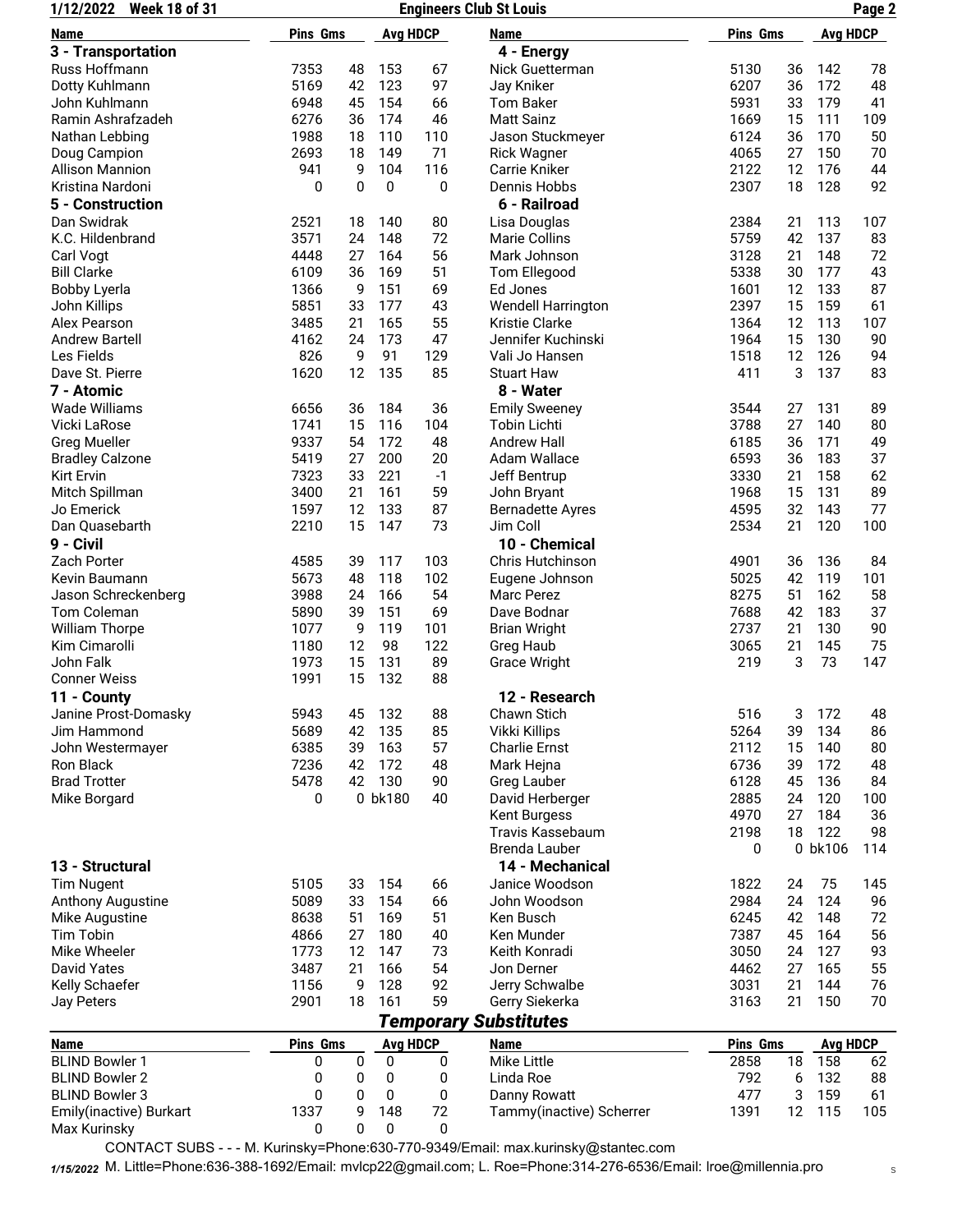# Engineers Club St Louis

1/12/2022 Week 18 of 31

| Name | Pins | Gms | Avg | HDCP | Name | Pins | Gms | Avg | HDCP |
|---|---|---|---|---|---|---|---|---|---|
| **3 - Transportation** | | | | | **4 - Energy** | | | | |
| Russ Hoffmann | 7353 | 48 | 153 | 67 | Nick Guetterman | 5130 | 36 | 142 | 78 |
| Dotty Kuhlmann | 5169 | 42 | 123 | 97 | Jay Kniker | 6207 | 36 | 172 | 48 |
| John Kuhlmann | 6948 | 45 | 154 | 66 | Tom Baker | 5931 | 33 | 179 | 41 |
| Ramin Ashrafzadeh | 6276 | 36 | 174 | 46 | Matt Sainz | 1669 | 15 | 111 | 109 |
| Nathan Lebbing | 1988 | 18 | 110 | 110 | Jason Stuckmeyer | 6124 | 36 | 170 | 50 |
| Doug Campion | 2693 | 18 | 149 | 71 | Rick Wagner | 4065 | 27 | 150 | 70 |
| Allison Mannion | 941 | 9 | 104 | 116 | Carrie Kniker | 2122 | 12 | 176 | 44 |
| Kristina Nardoni | 0 | 0 | 0 | 0 | Dennis Hobbs | 2307 | 18 | 128 | 92 |
| **5 - Construction** | | | | | **6 - Railroad** | | | | |
| Dan Swidrak | 2521 | 18 | 140 | 80 | Lisa Douglas | 2384 | 21 | 113 | 107 |
| K.C. Hildenbrand | 3571 | 24 | 148 | 72 | Marie Collins | 5759 | 42 | 137 | 83 |
| Carl Vogt | 4448 | 27 | 164 | 56 | Mark Johnson | 3128 | 21 | 148 | 72 |
| Bill Clarke | 6109 | 36 | 169 | 51 | Tom Ellegood | 5338 | 30 | 177 | 43 |
| Bobby Lyerla | 1366 | 9 | 151 | 69 | Ed Jones | 1601 | 12 | 133 | 87 |
| John Killips | 5851 | 33 | 177 | 43 | Wendell Harrington | 2397 | 15 | 159 | 61 |
| Alex Pearson | 3485 | 21 | 165 | 55 | Kristie Clarke | 1364 | 12 | 113 | 107 |
| Andrew Bartell | 4162 | 24 | 173 | 47 | Jennifer Kuchinski | 1964 | 15 | 130 | 90 |
| Les Fields | 826 | 9 | 91 | 129 | Vali Jo Hansen | 1518 | 12 | 126 | 94 |
| Dave St. Pierre | 1620 | 12 | 135 | 85 | Stuart Haw | 411 | 3 | 137 | 83 |
| **7 - Atomic** | | | | | **8 - Water** | | | | |
| Wade Williams | 6656 | 36 | 184 | 36 | Emily Sweeney | 3544 | 27 | 131 | 89 |
| Vicki LaRose | 1741 | 15 | 116 | 104 | Tobin Lichti | 3788 | 27 | 140 | 80 |
| Greg Mueller | 9337 | 54 | 172 | 48 | Andrew Hall | 6185 | 36 | 171 | 49 |
| Bradley Calzone | 5419 | 27 | 200 | 20 | Adam Wallace | 6593 | 36 | 183 | 37 |
| Kirt Ervin | 7323 | 33 | 221 | -1 | Jeff Bentrup | 3330 | 21 | 158 | 62 |
| Mitch Spillman | 3400 | 21 | 161 | 59 | John Bryant | 1968 | 15 | 131 | 89 |
| Jo Emerick | 1597 | 12 | 133 | 87 | Bernadette Ayres | 4595 | 32 | 143 | 77 |
| Dan Quasebarth | 2210 | 15 | 147 | 73 | Jim Coll | 2534 | 21 | 120 | 100 |
| **9 - Civil** | | | | | **10 - Chemical** | | | | |
| Zach Porter | 4585 | 39 | 117 | 103 | Chris Hutchinson | 4901 | 36 | 136 | 84 |
| Kevin Baumann | 5673 | 48 | 118 | 102 | Eugene Johnson | 5025 | 42 | 119 | 101 |
| Jason Schreckenberg | 3988 | 24 | 166 | 54 | Marc Perez | 8275 | 51 | 162 | 58 |
| Tom Coleman | 5890 | 39 | 151 | 69 | Dave Bodnar | 7688 | 42 | 183 | 37 |
| William Thorpe | 1077 | 9 | 119 | 101 | Brian Wright | 2737 | 21 | 130 | 90 |
| Kim Cimarolli | 1180 | 12 | 98 | 122 | Greg Haub | 3065 | 21 | 145 | 75 |
| John Falk | 1973 | 15 | 131 | 89 | Grace Wright | 219 | 3 | 73 | 147 |
| Conner Weiss | 1991 | 15 | 132 | 88 | | | | | |
| **11 - County** | | | | | **12 - Research** | | | | |
| Janine Prost-Domasky | 5943 | 45 | 132 | 88 | Chawn Stich | 516 | 3 | 172 | 48 |
| Jim Hammond | 5689 | 42 | 135 | 85 | Vikki Killips | 5264 | 39 | 134 | 86 |
| John Westermayer | 6385 | 39 | 163 | 57 | Charlie Ernst | 2112 | 15 | 140 | 80 |
| Ron Black | 7236 | 42 | 172 | 48 | Mark Hejna | 6736 | 39 | 172 | 48 |
| Brad Trotter | 5478 | 42 | 130 | 90 | Greg Lauber | 6128 | 45 | 136 | 84 |
| Mike Borgard | 0 | 0 | bk180 | 40 | David Herberger | 2885 | 24 | 120 | 100 |
| | | | | | Kent Burgess | 4970 | 27 | 184 | 36 |
| | | | | | Travis Kassebaum | 2198 | 18 | 122 | 98 |
| | | | | | Brenda Lauber | 0 | 0 | bk106 | 114 |
| **13 - Structural** | | | | | **14 - Mechanical** | | | | |
| Tim Nugent | 5105 | 33 | 154 | 66 | Janice Woodson | 1822 | 24 | 75 | 145 |
| Anthony Augustine | 5089 | 33 | 154 | 66 | John Woodson | 2984 | 24 | 124 | 96 |
| Mike Augustine | 8638 | 51 | 169 | 51 | Ken Busch | 6245 | 42 | 148 | 72 |
| Tim Tobin | 4866 | 27 | 180 | 40 | Ken Munder | 7387 | 45 | 164 | 56 |
| Mike Wheeler | 1773 | 12 | 147 | 73 | Keith Konradi | 3050 | 24 | 127 | 93 |
| David Yates | 3487 | 21 | 166 | 54 | Jon Derner | 4462 | 27 | 165 | 55 |
| Kelly Schaefer | 1156 | 9 | 128 | 92 | Jerry Schwalbe | 3031 | 21 | 144 | 76 |
| Jay Peters | 2901 | 18 | 161 | 59 | Gerry Siekerka | 3163 | 21 | 150 | 70 |

## *Temporary Substitutes*

| Name | Pins | Gms | Avg | HDCP | Name | Pins | Gms | Avg | HDCP |
|---|---|---|---|---|---|---|---|---|---|
| BLIND Bowler 1 | 0 | 0 | 0 | 0 | Mike Little | 2858 | 18 | 158 | 62 |
| BLIND Bowler 2 | 0 | 0 | 0 | 0 | Linda Roe | 792 | 6 | 132 | 88 |
| BLIND Bowler 3 | 0 | 0 | 0 | 0 | Danny Rowatt | 477 | 3 | 159 | 61 |
| Emily(inactive) Burkart | 1337 | 9 | 148 | 72 | Tammy(inactive) Scherrer | 1391 | 12 | 115 | 105 |
| Max Kurinsky | 0 | 0 | 0 | 0 | | | | | |

CONTACT SUBS - - - M. Kurinsky=Phone:630-770-9349/Email: max.kurinsky@stantec.com

*1/15/2022* M. Little=Phone:636-388-1692/Email: mvlcp22@gmail.com; L. Roe=Phone:314-276-6536/Email: lroe@millennia.pro